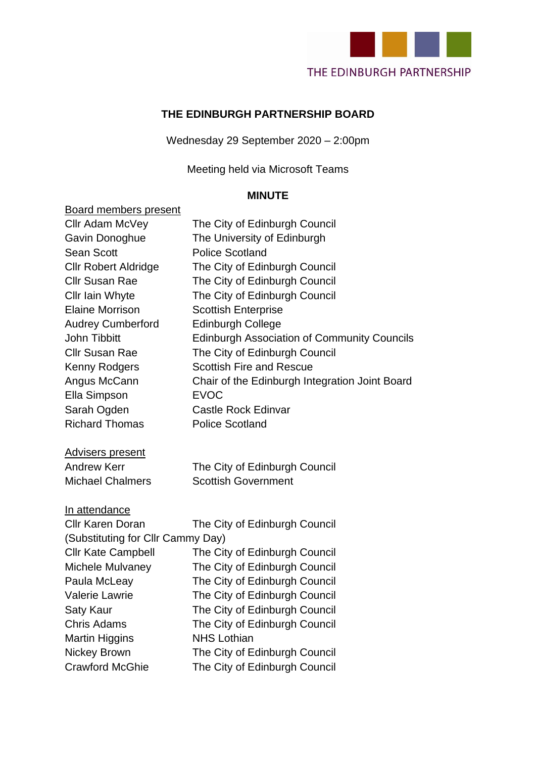THE EDINBURGH PARTNERSHIP

# THE EDINBURGH PARTNERSHIP BOARD

Wednesday 29 September 2020 – 2:00pm

Meeting held via Microsoft Teams

## MINUTE

<u>Board members present</u>

| | |
|---|---|
| Cllr Adam McVey | The City of Edinburgh Council |
| Gavin Donoghue | The University of Edinburgh |
| Sean Scott | Police Scotland |
| Cllr Robert Aldridge | The City of Edinburgh Council |
| Cllr Susan Rae | The City of Edinburgh Council |
| Cllr Iain Whyte | The City of Edinburgh Council |
| Elaine Morrison | Scottish Enterprise |
| Audrey Cumberford | Edinburgh College |
| John Tibbitt | Edinburgh Association of Community Councils |
| Cllr Susan Rae | The City of Edinburgh Council |
| Kenny Rodgers | Scottish Fire and Rescue |
| Angus McCann | Chair of the Edinburgh Integration Joint Board |
| Ella Simpson | EVOC |
| Sarah Ogden | Castle Rock Edinvar |
| Richard Thomas | Police Scotland |

<u>Advisers present</u>

| | |
|---|---|
| Andrew Kerr | The City of Edinburgh Council |
| Michael Chalmers | Scottish Government |

<u>In attendance</u>

| | |
|---|---|
| Cllr Karen Doran | The City of Edinburgh Council |
| (Substituting for Cllr Cammy Day) | |
| Cllr Kate Campbell | The City of Edinburgh Council |
| Michele Mulvaney | The City of Edinburgh Council |
| Paula McLeay | The City of Edinburgh Council |
| Valerie Lawrie | The City of Edinburgh Council |
| Saty Kaur | The City of Edinburgh Council |
| Chris Adams | The City of Edinburgh Council |
| Martin Higgins | NHS Lothian |
| Nickey Brown | The City of Edinburgh Council |
| Crawford McGhie | The City of Edinburgh Council |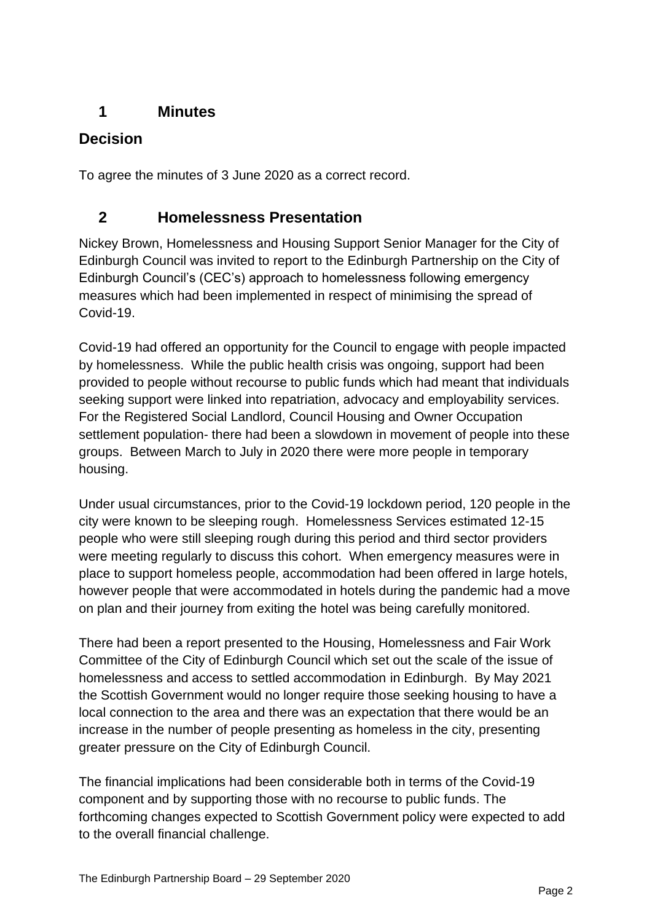## 1 Minutes

### Decision

To agree the minutes of 3 June 2020 as a correct record.

## 2 Homelessness Presentation

Nickey Brown, Homelessness and Housing Support Senior Manager for the City of Edinburgh Council was invited to report to the Edinburgh Partnership on the City of Edinburgh Council's (CEC's) approach to homelessness following emergency measures which had been implemented in respect of minimising the spread of Covid-19.

Covid-19 had offered an opportunity for the Council to engage with people impacted by homelessness. While the public health crisis was ongoing, support had been provided to people without recourse to public funds which had meant that individuals seeking support were linked into repatriation, advocacy and employability services. For the Registered Social Landlord, Council Housing and Owner Occupation settlement population- there had been a slowdown in movement of people into these groups. Between March to July in 2020 there were more people in temporary housing.

Under usual circumstances, prior to the Covid-19 lockdown period, 120 people in the city were known to be sleeping rough. Homelessness Services estimated 12-15 people who were still sleeping rough during this period and third sector providers were meeting regularly to discuss this cohort. When emergency measures were in place to support homeless people, accommodation had been offered in large hotels, however people that were accommodated in hotels during the pandemic had a move on plan and their journey from exiting the hotel was being carefully monitored.

There had been a report presented to the Housing, Homelessness and Fair Work Committee of the City of Edinburgh Council which set out the scale of the issue of homelessness and access to settled accommodation in Edinburgh. By May 2021 the Scottish Government would no longer require those seeking housing to have a local connection to the area and there was an expectation that there would be an increase in the number of people presenting as homeless in the city, presenting greater pressure on the City of Edinburgh Council.

The financial implications had been considerable both in terms of the Covid-19 component and by supporting those with no recourse to public funds. The forthcoming changes expected to Scottish Government policy were expected to add to the overall financial challenge.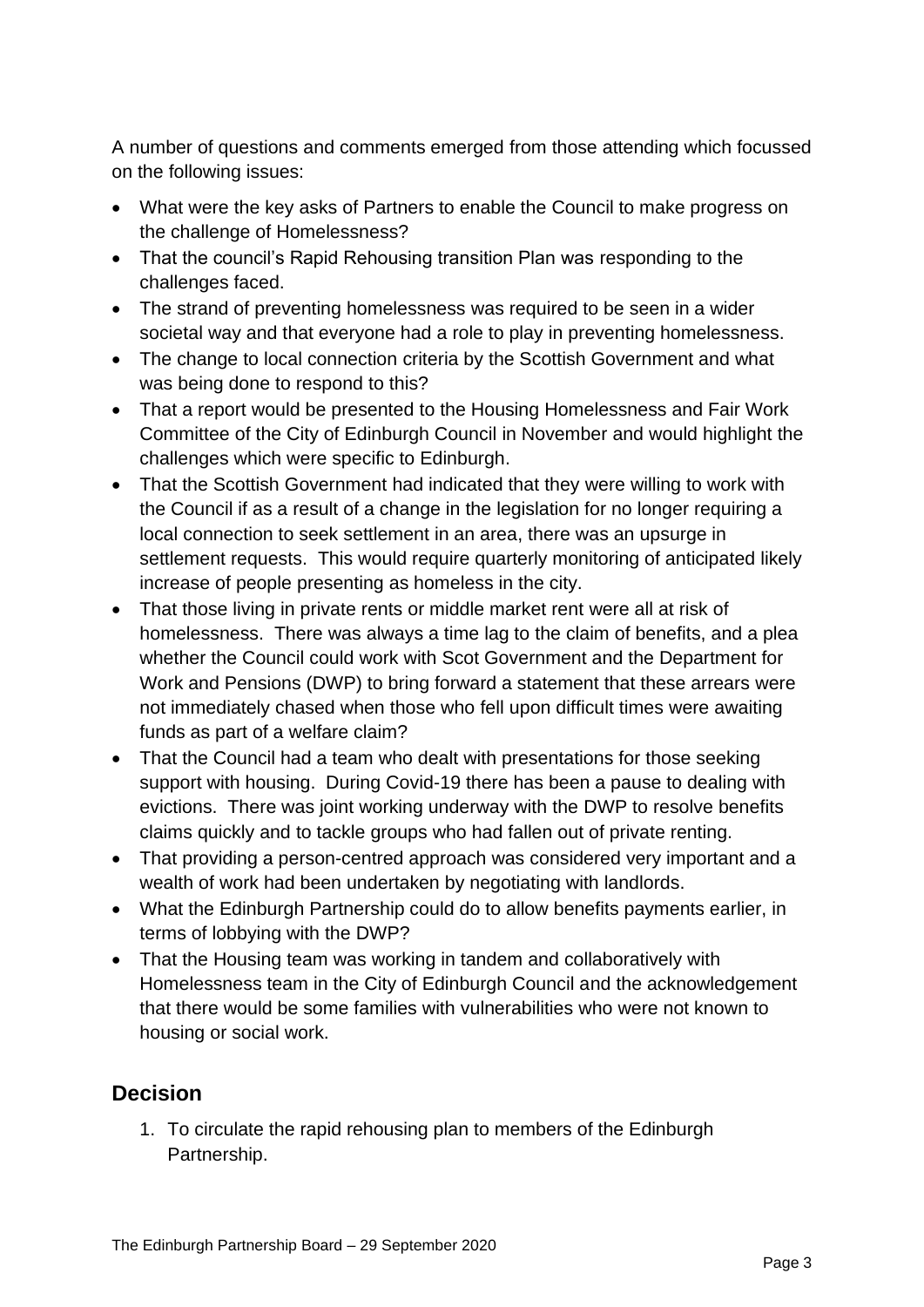A number of questions and comments emerged from those attending which focussed on the following issues:

- What were the key asks of Partners to enable the Council to make progress on the challenge of Homelessness?
- That the council's Rapid Rehousing transition Plan was responding to the challenges faced.
- The strand of preventing homelessness was required to be seen in a wider societal way and that everyone had a role to play in preventing homelessness.
- The change to local connection criteria by the Scottish Government and what was being done to respond to this?
- That a report would be presented to the Housing Homelessness and Fair Work Committee of the City of Edinburgh Council in November and would highlight the challenges which were specific to Edinburgh.
- That the Scottish Government had indicated that they were willing to work with the Council if as a result of a change in the legislation for no longer requiring a local connection to seek settlement in an area, there was an upsurge in settlement requests. This would require quarterly monitoring of anticipated likely increase of people presenting as homeless in the city.
- That those living in private rents or middle market rent were all at risk of homelessness. There was always a time lag to the claim of benefits, and a plea whether the Council could work with Scot Government and the Department for Work and Pensions (DWP) to bring forward a statement that these arrears were not immediately chased when those who fell upon difficult times were awaiting funds as part of a welfare claim?
- That the Council had a team who dealt with presentations for those seeking support with housing. During Covid-19 there has been a pause to dealing with evictions. There was joint working underway with the DWP to resolve benefits claims quickly and to tackle groups who had fallen out of private renting.
- That providing a person-centred approach was considered very important and a wealth of work had been undertaken by negotiating with landlords.
- What the Edinburgh Partnership could do to allow benefits payments earlier, in terms of lobbying with the DWP?
- That the Housing team was working in tandem and collaboratively with Homelessness team in the City of Edinburgh Council and the acknowledgement that there would be some families with vulnerabilities who were not known to housing or social work.

## Decision

1. To circulate the rapid rehousing plan to members of the Edinburgh Partnership.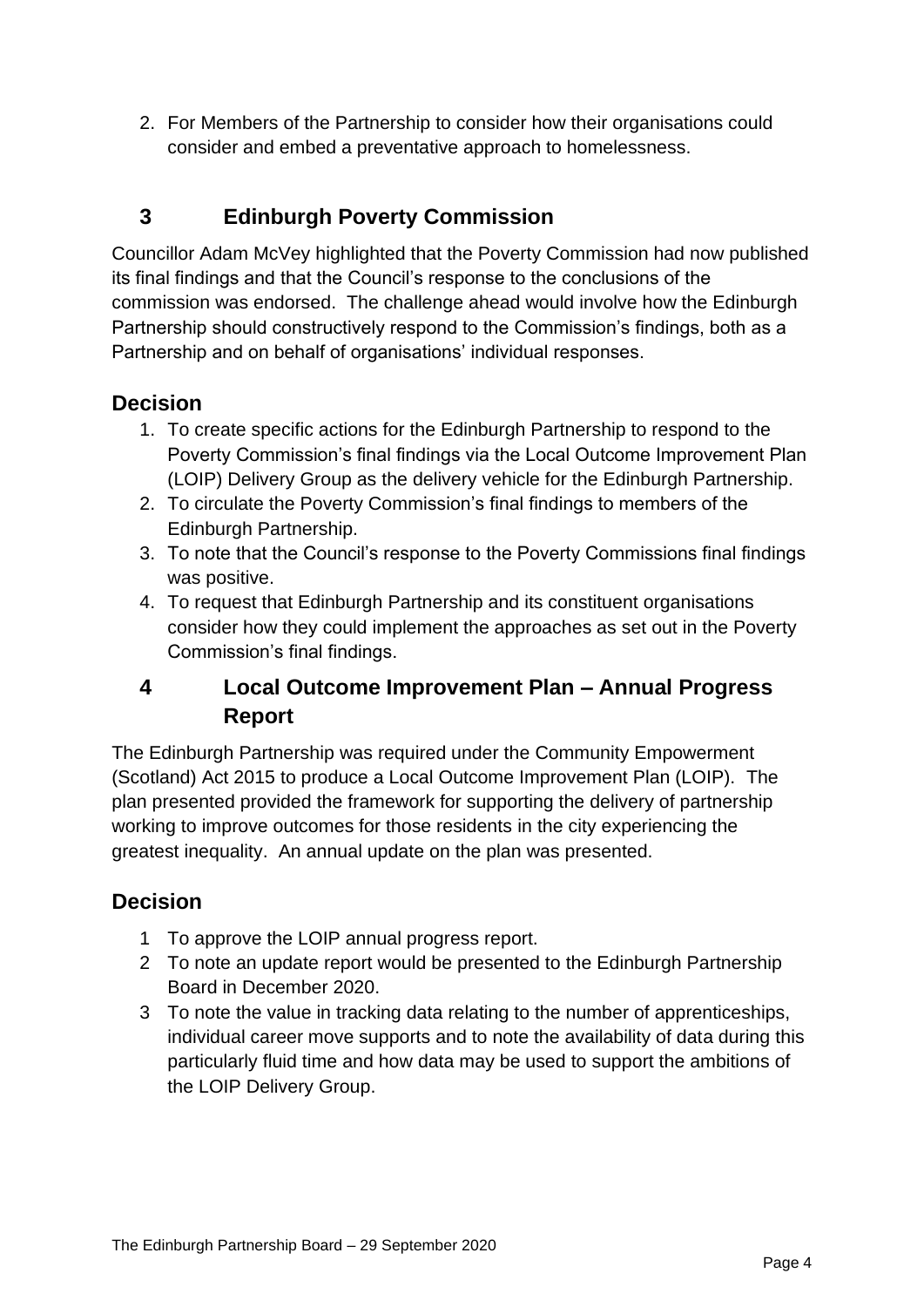2. For Members of the Partnership to consider how their organisations could consider and embed a preventative approach to homelessness.

## 3 Edinburgh Poverty Commission

Councillor Adam McVey highlighted that the Poverty Commission had now published its final findings and that the Council's response to the conclusions of the commission was endorsed. The challenge ahead would involve how the Edinburgh Partnership should constructively respond to the Commission's findings, both as a Partnership and on behalf of organisations' individual responses.

### Decision

1. To create specific actions for the Edinburgh Partnership to respond to the Poverty Commission's final findings via the Local Outcome Improvement Plan (LOIP) Delivery Group as the delivery vehicle for the Edinburgh Partnership.
2. To circulate the Poverty Commission's final findings to members of the Edinburgh Partnership.
3. To note that the Council's response to the Poverty Commissions final findings was positive.
4. To request that Edinburgh Partnership and its constituent organisations consider how they could implement the approaches as set out in the Poverty Commission's final findings.

## 4 Local Outcome Improvement Plan – Annual Progress Report

The Edinburgh Partnership was required under the Community Empowerment (Scotland) Act 2015 to produce a Local Outcome Improvement Plan (LOIP). The plan presented provided the framework for supporting the delivery of partnership working to improve outcomes for those residents in the city experiencing the greatest inequality. An annual update on the plan was presented.

### Decision

1. To approve the LOIP annual progress report.
2. To note an update report would be presented to the Edinburgh Partnership Board in December 2020.
3. To note the value in tracking data relating to the number of apprenticeships, individual career move supports and to note the availability of data during this particularly fluid time and how data may be used to support the ambitions of the LOIP Delivery Group.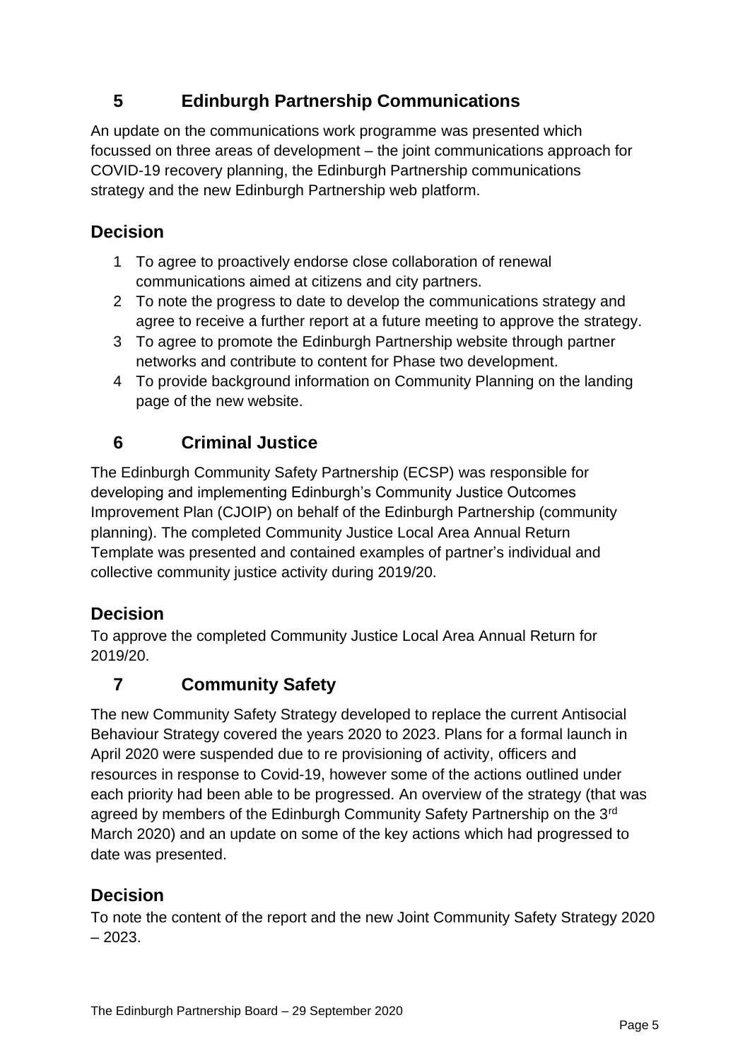## 5 Edinburgh Partnership Communications

An update on the communications work programme was presented which focussed on three areas of development – the joint communications approach for COVID-19 recovery planning, the Edinburgh Partnership communications strategy and the new Edinburgh Partnership web platform.

### Decision

1. To agree to proactively endorse close collaboration of renewal communications aimed at citizens and city partners.
2. To note the progress to date to develop the communications strategy and agree to receive a further report at a future meeting to approve the strategy.
3. To agree to promote the Edinburgh Partnership website through partner networks and contribute to content for Phase two development.
4. To provide background information on Community Planning on the landing page of the new website.

## 6 Criminal Justice

The Edinburgh Community Safety Partnership (ECSP) was responsible for developing and implementing Edinburgh's Community Justice Outcomes Improvement Plan (CJOIP) on behalf of the Edinburgh Partnership (community planning). The completed Community Justice Local Area Annual Return Template was presented and contained examples of partner's individual and collective community justice activity during 2019/20.

### Decision

To approve the completed Community Justice Local Area Annual Return for 2019/20.

## 7 Community Safety

The new Community Safety Strategy developed to replace the current Antisocial Behaviour Strategy covered the years 2020 to 2023. Plans for a formal launch in April 2020 were suspended due to re provisioning of activity, officers and resources in response to Covid-19, however some of the actions outlined under each priority had been able to be progressed. An overview of the strategy (that was agreed by members of the Edinburgh Community Safety Partnership on the 3rd March 2020) and an update on some of the key actions which had progressed to date was presented.

### Decision

To note the content of the report and the new Joint Community Safety Strategy 2020 – 2023.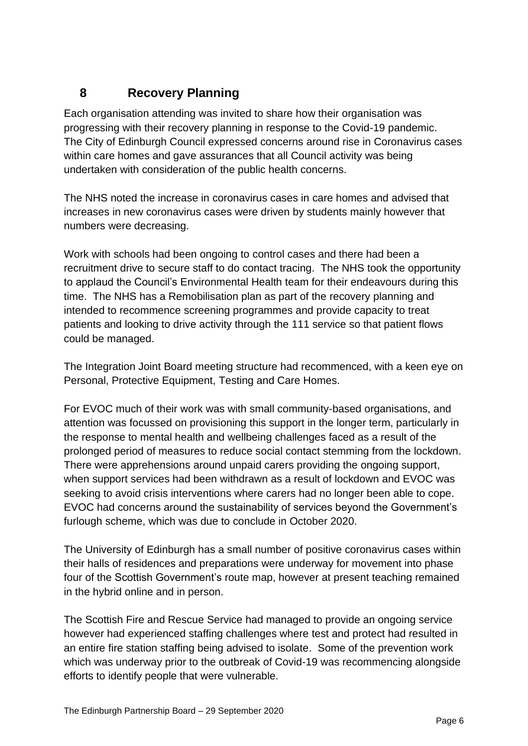## 8 Recovery Planning

Each organisation attending was invited to share how their organisation was progressing with their recovery planning in response to the Covid-19 pandemic. The City of Edinburgh Council expressed concerns around rise in Coronavirus cases within care homes and gave assurances that all Council activity was being undertaken with consideration of the public health concerns.

The NHS noted the increase in coronavirus cases in care homes and advised that increases in new coronavirus cases were driven by students mainly however that numbers were decreasing.

Work with schools had been ongoing to control cases and there had been a recruitment drive to secure staff to do contact tracing. The NHS took the opportunity to applaud the Council's Environmental Health team for their endeavours during this time. The NHS has a Remobilisation plan as part of the recovery planning and intended to recommence screening programmes and provide capacity to treat patients and looking to drive activity through the 111 service so that patient flows could be managed.

The Integration Joint Board meeting structure had recommenced, with a keen eye on Personal, Protective Equipment, Testing and Care Homes.

For EVOC much of their work was with small community-based organisations, and attention was focussed on provisioning this support in the longer term, particularly in the response to mental health and wellbeing challenges faced as a result of the prolonged period of measures to reduce social contact stemming from the lockdown. There were apprehensions around unpaid carers providing the ongoing support, when support services had been withdrawn as a result of lockdown and EVOC was seeking to avoid crisis interventions where carers had no longer been able to cope. EVOC had concerns around the sustainability of services beyond the Government's furlough scheme, which was due to conclude in October 2020.

The University of Edinburgh has a small number of positive coronavirus cases within their halls of residences and preparations were underway for movement into phase four of the Scottish Government's route map, however at present teaching remained in the hybrid online and in person.

The Scottish Fire and Rescue Service had managed to provide an ongoing service however had experienced staffing challenges where test and protect had resulted in an entire fire station staffing being advised to isolate. Some of the prevention work which was underway prior to the outbreak of Covid-19 was recommencing alongside efforts to identify people that were vulnerable.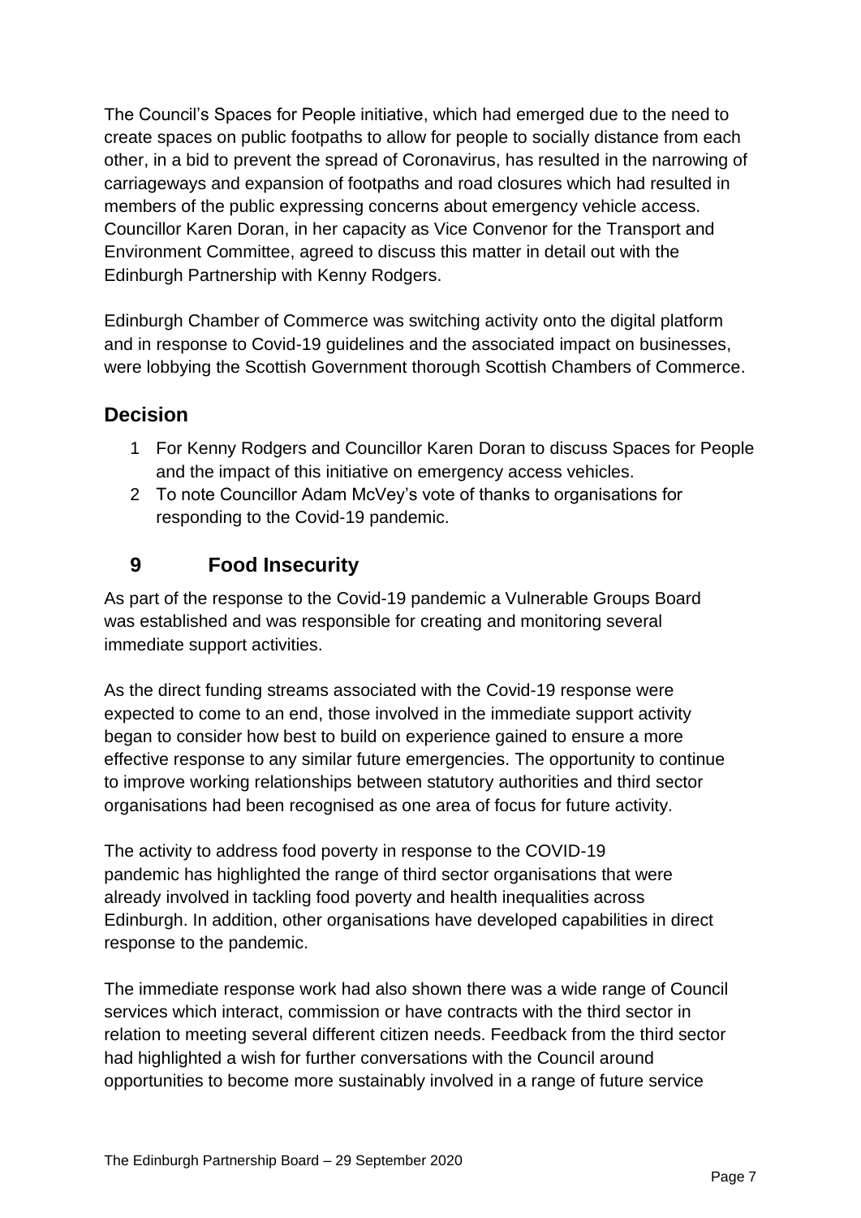The Council's Spaces for People initiative, which had emerged due to the need to create spaces on public footpaths to allow for people to socially distance from each other, in a bid to prevent the spread of Coronavirus, has resulted in the narrowing of carriageways and expansion of footpaths and road closures which had resulted in members of the public expressing concerns about emergency vehicle access. Councillor Karen Doran, in her capacity as Vice Convenor for the Transport and Environment Committee, agreed to discuss this matter in detail out with the Edinburgh Partnership with Kenny Rodgers.

Edinburgh Chamber of Commerce was switching activity onto the digital platform and in response to Covid-19 guidelines and the associated impact on businesses, were lobbying the Scottish Government thorough Scottish Chambers of Commerce.

## Decision

1. For Kenny Rodgers and Councillor Karen Doran to discuss Spaces for People and the impact of this initiative on emergency access vehicles.
2. To note Councillor Adam McVey's vote of thanks to organisations for responding to the Covid-19 pandemic.

## 9 Food Insecurity

As part of the response to the Covid-19 pandemic a Vulnerable Groups Board was established and was responsible for creating and monitoring several immediate support activities.

As the direct funding streams associated with the Covid-19 response were expected to come to an end, those involved in the immediate support activity began to consider how best to build on experience gained to ensure a more effective response to any similar future emergencies. The opportunity to continue to improve working relationships between statutory authorities and third sector organisations had been recognised as one area of focus for future activity.

The activity to address food poverty in response to the COVID-19 pandemic has highlighted the range of third sector organisations that were already involved in tackling food poverty and health inequalities across Edinburgh. In addition, other organisations have developed capabilities in direct response to the pandemic.

The immediate response work had also shown there was a wide range of Council services which interact, commission or have contracts with the third sector in relation to meeting several different citizen needs. Feedback from the third sector had highlighted a wish for further conversations with the Council around opportunities to become more sustainably involved in a range of future service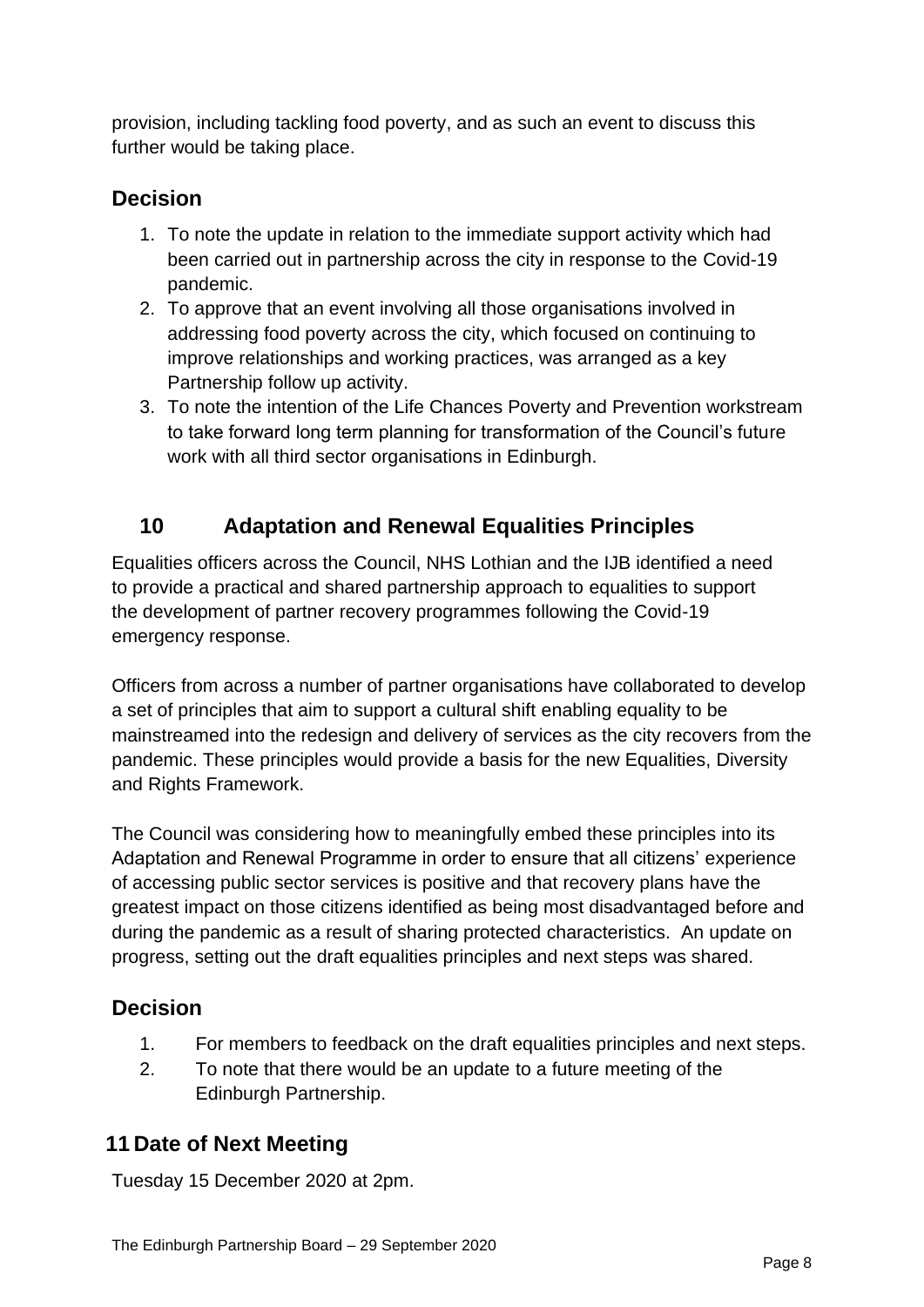provision, including tackling food poverty, and as such an event to discuss this further would be taking place.

## Decision

1. To note the update in relation to the immediate support activity which had been carried out in partnership across the city in response to the Covid-19 pandemic.
2. To approve that an event involving all those organisations involved in addressing food poverty across the city, which focused on continuing to improve relationships and working practices, was arranged as a key Partnership follow up activity.
3. To note the intention of the Life Chances Poverty and Prevention workstream to take forward long term planning for transformation of the Council's future work with all third sector organisations in Edinburgh.

## 10 Adaptation and Renewal Equalities Principles

Equalities officers across the Council, NHS Lothian and the IJB identified a need to provide a practical and shared partnership approach to equalities to support the development of partner recovery programmes following the Covid-19 emergency response.

Officers from across a number of partner organisations have collaborated to develop a set of principles that aim to support a cultural shift enabling equality to be mainstreamed into the redesign and delivery of services as the city recovers from the pandemic. These principles would provide a basis for the new Equalities, Diversity and Rights Framework.

The Council was considering how to meaningfully embed these principles into its Adaptation and Renewal Programme in order to ensure that all citizens' experience of accessing public sector services is positive and that recovery plans have the greatest impact on those citizens identified as being most disadvantaged before and during the pandemic as a result of sharing protected characteristics. An update on progress, setting out the draft equalities principles and next steps was shared.

## Decision

1. For members to feedback on the draft equalities principles and next steps.
2. To note that there would be an update to a future meeting of the Edinburgh Partnership.

## 11 Date of Next Meeting

Tuesday 15 December 2020 at 2pm.